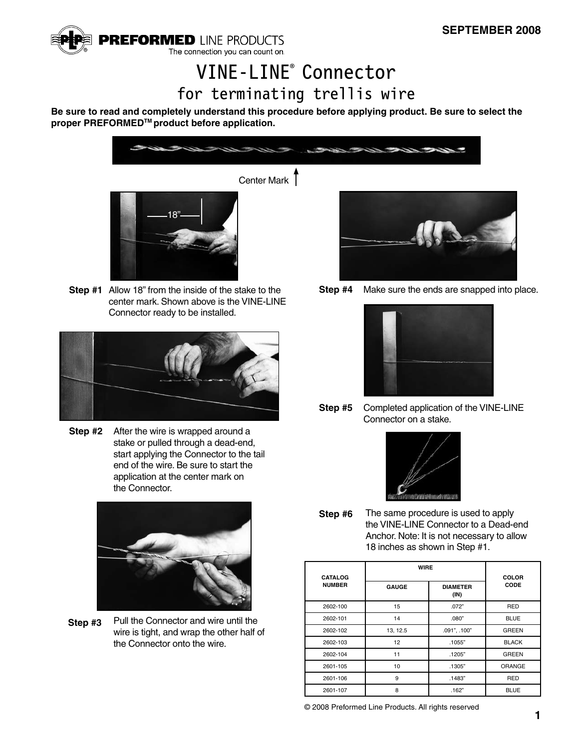SEPTEMBER 2008

PREFORMED LINE PRODUCTS
The connection you can count on.

# VINE-LINE® Connector
## for terminating trellis wire

**Be sure to read and completely understand this procedure before applying product. Be sure to select the proper PREFORMED™ product before application.**

Center Mark

18”

**Step #1** Allow 18” from the inside of the stake to the center mark. Shown above is the VINE-LINE Connector ready to be installed.

**Step #2** After the wire is wrapped around a stake or pulled through a dead-end, start applying the Connector to the tail end of the wire. Be sure to start the application at the center mark on the Connector.

**Step #3** Pull the Connector and wire until the wire is tight, and wrap the other half of the Connector onto the wire.

**Step #4** Make sure the ends are snapped into place.

**Step #5** Completed application of the VINE-LINE Connector on a stake.

**Step #6** The same procedure is used to apply the VINE-LINE Connector to a Dead-end Anchor. Note: It is not necessary to allow 18 inches as shown in Step #1.

| CATALOG NUMBER | WIRE | | COLOR CODE |
|---|---|---|---|
| | GAUGE | DIAMETER (IN) | |
| 2602-100 | 15 | .072” | RED |
| 2602-101 | 14 | .080” | BLUE |
| 2602-102 | 13, 12.5 | .091”, .100” | GREEN |
| 2602-103 | 12 | .1055” | BLACK |
| 2602-104 | 11 | .1205” | GREEN |
| 2601-105 | 10 | .1305” | ORANGE |
| 2601-106 | 9 | .1483” | RED |
| 2601-107 | 8 | .162” | BLUE |

© 2008 Preformed Line Products. All rights reserved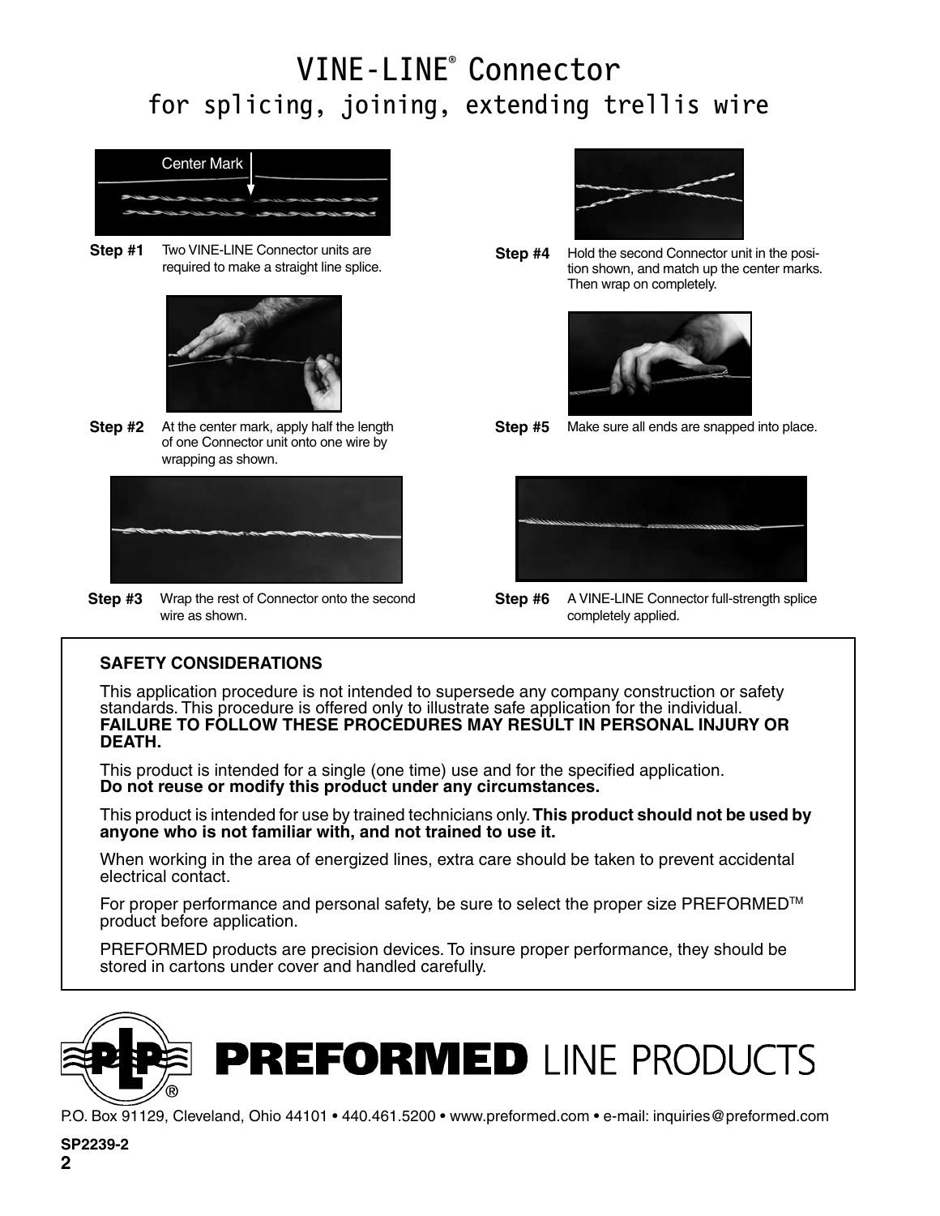# VINE-LINE® Connector

## for splicing, joining, extending trellis wire

Center Mark

**Step #1** Two VINE-LINE Connector units are required to make a straight line splice.

**Step #2** At the center mark, apply half the length of one Connector unit onto one wire by wrapping as shown.

**Step #3** Wrap the rest of Connector onto the second wire as shown.

**Step #4** Hold the second Connector unit in the position shown, and match up the center marks. Then wrap on completely.

**Step #5** Make sure all ends are snapped into place.

**Step #6** A VINE-LINE Connector full-strength splice completely applied.

**SAFETY CONSIDERATIONS**

This application procedure is not intended to supersede any company construction or safety standards. This procedure is offered only to illustrate safe application for the individual. **FAILURE TO FOLLOW THESE PROCEDURES MAY RESULT IN PERSONAL INJURY OR DEATH.**

This product is intended for a single (one time) use and for the specified application. **Do not reuse or modify this product under any circumstances.**

This product is intended for use by trained technicians only. **This product should not be used by anyone who is not familiar with, and not trained to use it.**

When working in the area of energized lines, extra care should be taken to prevent accidental electrical contact.

For proper performance and personal safety, be sure to select the proper size PREFORMED™ product before application.

PREFORMED products are precision devices. To insure proper performance, they should be stored in cartons under cover and handled carefully.

**PREFORMED** LINE PRODUCTS

P.O. Box 91129, Cleveland, Ohio 44101 • 440.461.5200 • www.preformed.com • e-mail: inquiries@preformed.com

**SP2239-2**